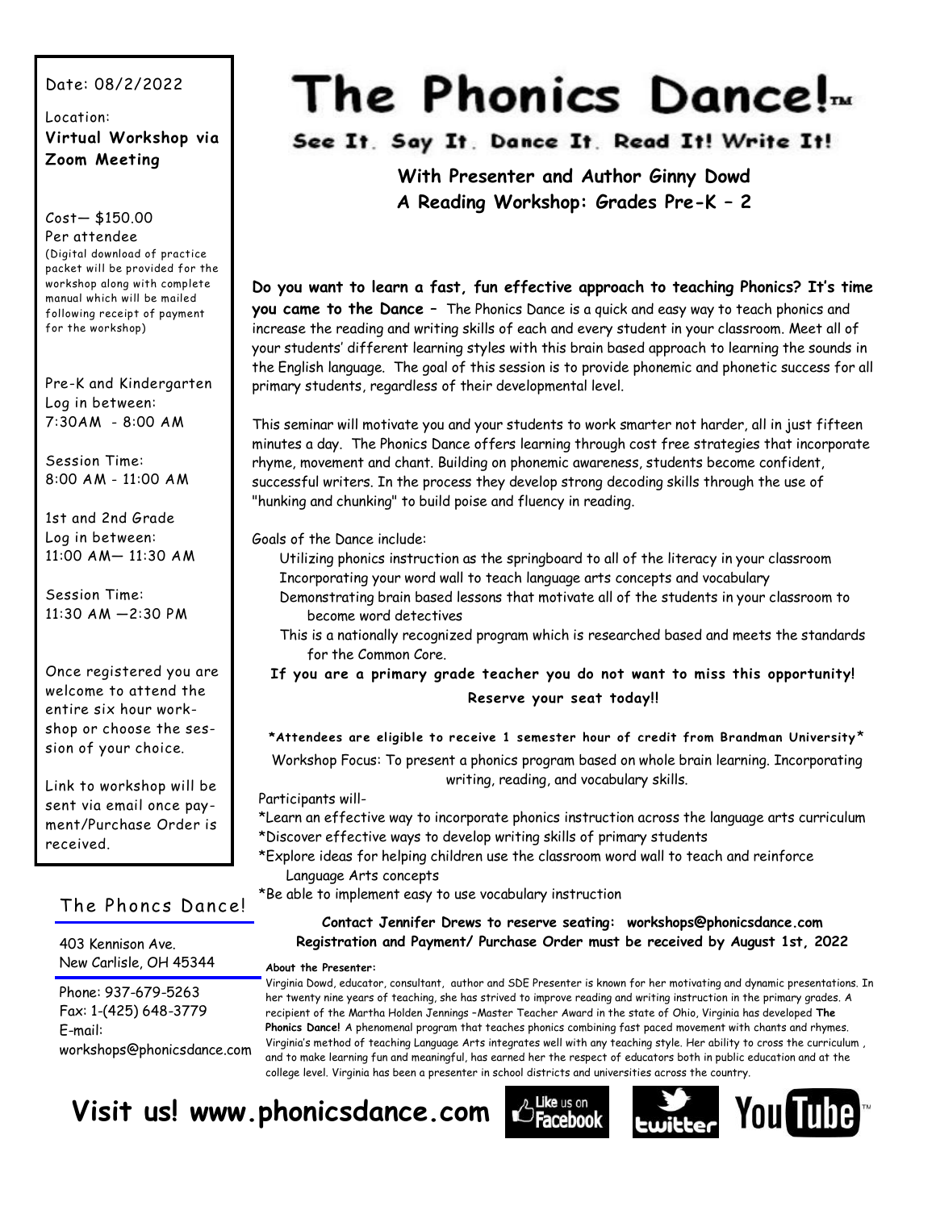# The Phonics Dance!™

## See It. Say It. Dance It. Read It! Write It!

**With Presenter and Author Ginny Dowd**
**A Reading Workshop: Grades Pre-K – 2**

Date: 08/2/2022

Location:
**Virtual Workshop via Zoom Meeting**

Cost— $150.00
Per attendee
(Digital download of practice packet will be provided for the workshop along with complete manual which will be mailed following receipt of payment for the workshop)

Pre-K and Kindergarten
Log in between:
7:30AM - 8:00 AM

Session Time:
8:00 AM - 11:00 AM

1st and 2nd Grade
Log in between:
11:00 AM— 11:30 AM

Session Time:
11:30 AM —2:30 PM

Once registered you are welcome to attend the entire six hour workshop or choose the session of your choice.

Link to workshop will be sent via email once payment/Purchase Order is received.

**Do you want to learn a fast, fun effective approach to teaching Phonics? It's time you came to the Dance –** The Phonics Dance is a quick and easy way to teach phonics and increase the reading and writing skills of each and every student in your classroom. Meet all of your students' different learning styles with this brain based approach to learning the sounds in the English language. The goal of this session is to provide phonemic and phonetic success for all primary students, regardless of their developmental level.

This seminar will motivate you and your students to work smarter not harder, all in just fifteen minutes a day. The Phonics Dance offers learning through cost free strategies that incorporate rhyme, movement and chant. Building on phonemic awareness, students become confident, successful writers. In the process they develop strong decoding skills through the use of "hunking and chunking" to build poise and fluency in reading.

Goals of the Dance include:

- Utilizing phonics instruction as the springboard to all of the literacy in your classroom
- Incorporating your word wall to teach language arts concepts and vocabulary
- Demonstrating brain based lessons that motivate all of the students in your classroom to become word detectives
- This is a nationally recognized program which is researched based and meets the standards for the Common Core.

**If you are a primary grade teacher you do not want to miss this opportunity!**

**Reserve your seat today!!**

***Attendees are eligible to receive 1 semester hour of credit from Brandman University***

Workshop Focus: To present a phonics program based on whole brain learning. Incorporating writing, reading, and vocabulary skills.

Participants will-
*Learn an effective way to incorporate phonics instruction across the language arts curriculum
*Discover effective ways to develop writing skills of primary students
*Explore ideas for helping children use the classroom word wall to teach and reinforce Language Arts concepts
*Be able to implement easy to use vocabulary instruction

**Contact Jennifer Drews to reserve seating: workshops@phonicsdance.com**
**Registration and Payment/ Purchase Order must be received by August 1st, 2022**

## The Phoncs Dance!

403 Kennison Ave.
New Carlisle, OH 45344

Phone: 937-679-5263
Fax: 1-(425) 648-3779
E-mail:
workshops@phonicsdance.com

**About the Presenter:**

Virginia Dowd, educator, consultant, author and SDE Presenter is known for her motivating and dynamic presentations. In her twenty nine years of teaching, she has strived to improve reading and writing instruction in the primary grades. A recipient of the Martha Holden Jennings –Master Teacher Award in the state of Ohio, Virginia has developed **The Phonics Dance!** A phenomenal program that teaches phonics combining fast paced movement with chants and rhymes. Virginia's method of teaching Language Arts integrates well with any teaching style. Her ability to cross the curriculum , and to make learning fun and meaningful, has earned her the respect of educators both in public education and at the college level. Virginia has been a presenter in school districts and universities across the country.

**Visit us! www.phonicsdance.com**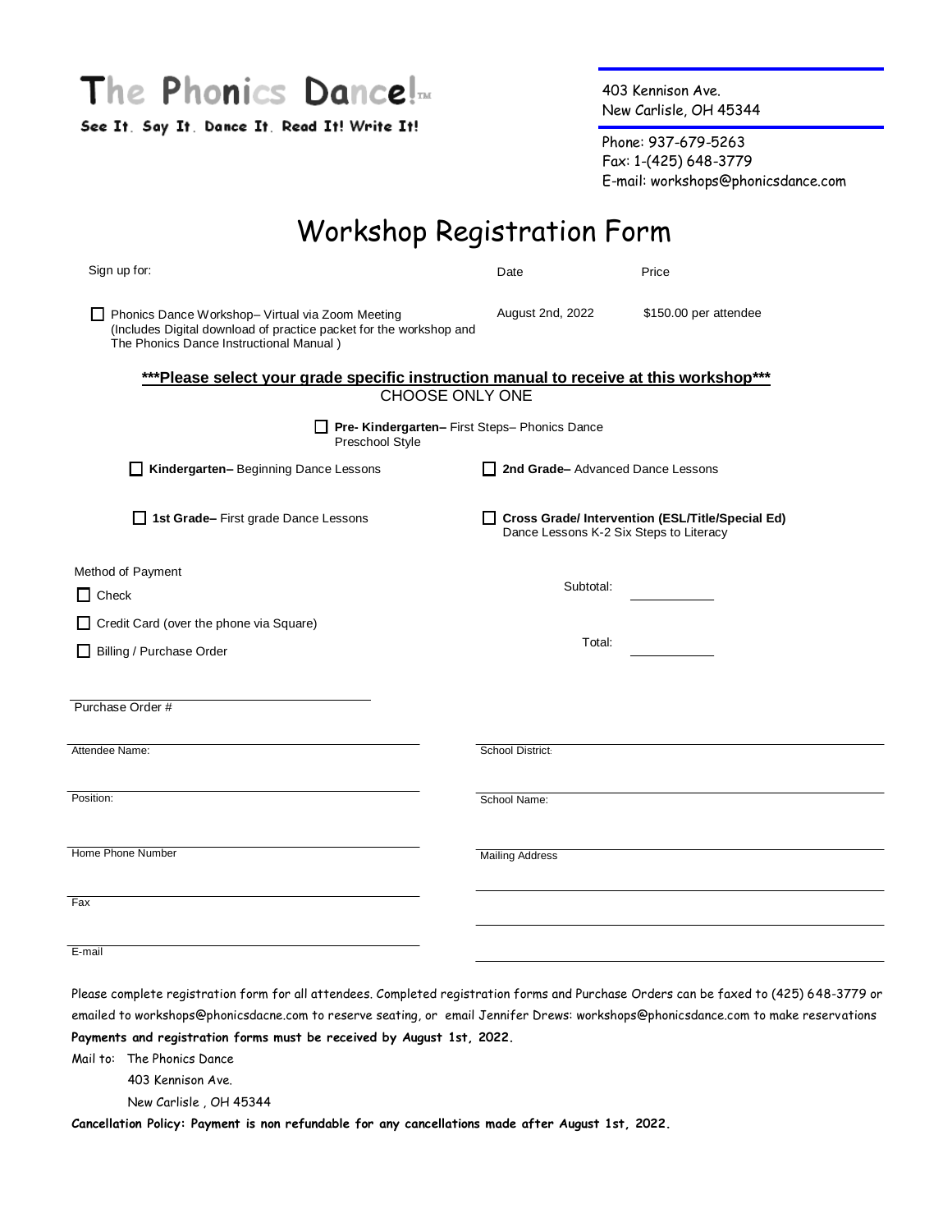# The Phonics Dance!™

**See It. Say It. Dance It. Read It! Write It!**

403 Kennison Ave.
New Carlisle, OH 45344

Phone: 937-679-5263
Fax: 1-(425) 648-3779
E-mail: workshops@phonicsdance.com

## Workshop Registration Form

| Sign up for: | Date | Price |
|---|---|---|
| ☐ Phonics Dance Workshop– Virtual via Zoom Meeting (Includes Digital download of practice packet for the workshop and The Phonics Dance Instructional Manual ) | August 2nd, 2022 | $150.00 per attendee |

**\*\*\*Please select your grade specific instruction manual to receive at this workshop\*\*\***

CHOOSE ONLY ONE

☐ **Pre- Kindergarten–** First Steps– Phonics Dance Preschool Style

☐ **Kindergarten–** Beginning Dance Lessons

☐ **2nd Grade–** Advanced Dance Lessons

☐ **1st Grade–** First grade Dance Lessons

☐ **Cross Grade/ Intervention (ESL/Title/Special Ed)** Dance Lessons K-2 Six Steps to Literacy

Method of Payment

☐ Check

☐ Credit Card (over the phone via Square)

☐ Billing / Purchase Order

Subtotal: ____________

Total: ____________

Purchase Order #

Attendee Name:

School District:

Position:

School Name:

Home Phone Number

Mailing Address

Fax

E-mail

Please complete registration form for all attendees. Completed registration forms and Purchase Orders can be faxed to (425) 648-3779 or emailed to workshops@phonicsdacne.com to reserve seating, or email Jennifer Drews: workshops@phonicsdance.com to make reservations

**Payments and registration forms must be received by August 1st, 2022.**

Mail to: The Phonics Dance
403 Kennison Ave.
New Carlisle , OH 45344

**Cancellation Policy: Payment is non refundable for any cancellations made after August 1st, 2022.**